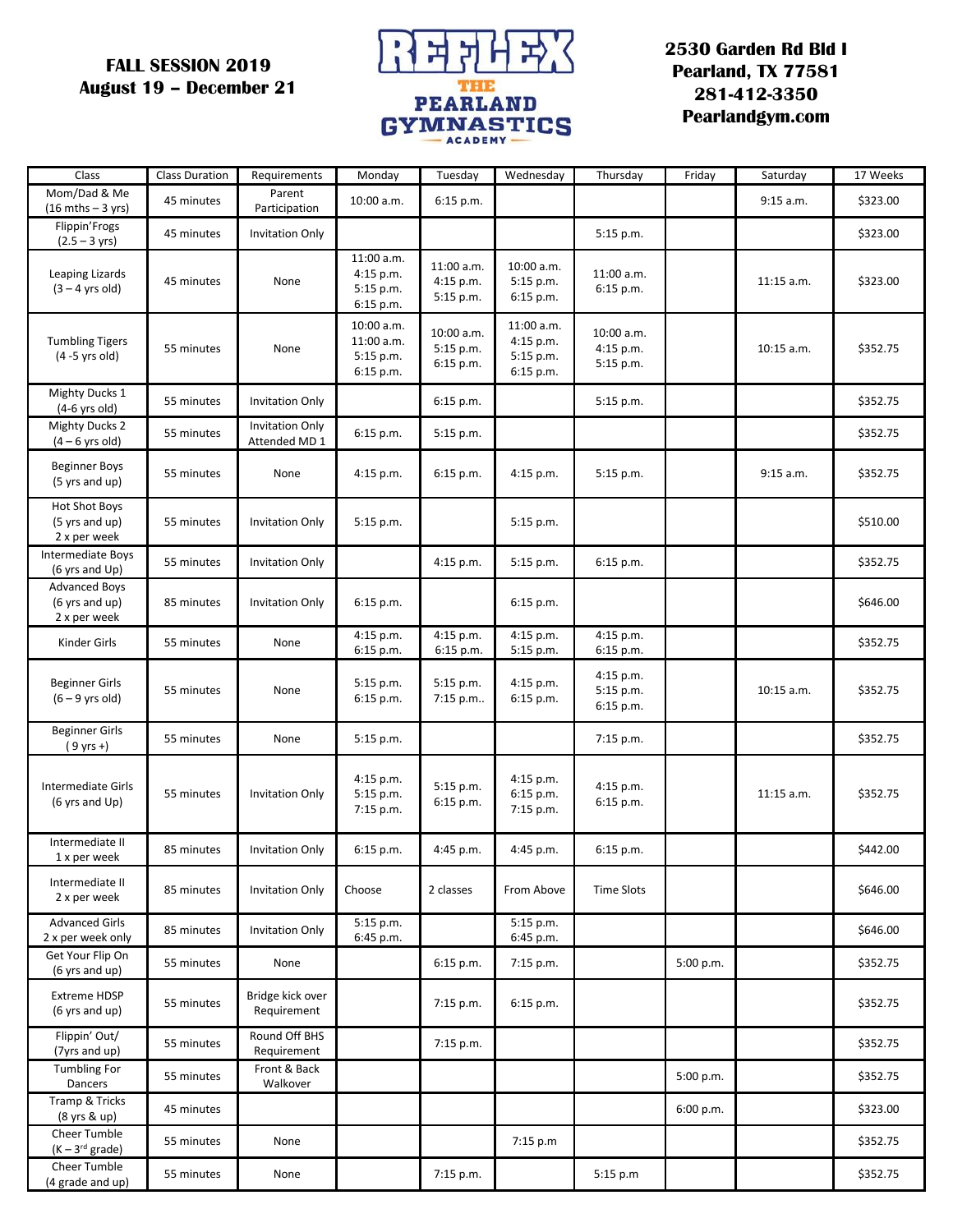**FALL SESSION 2019**
**August 19 – December 21**

**REFLEX THE PEARLAND GYMNASTICS ACADEMY**

**2530 Garden Rd Bld I**
**Pearland, TX 77581**
**281-412-3350**
**Pearlandgym.com**

| Class | Class Duration | Requirements | Monday | Tuesday | Wednesday | Thursday | Friday | Saturday | 17 Weeks |
|---|---|---|---|---|---|---|---|---|---|
| Mom/Dad & Me (16 mths – 3 yrs) | 45 minutes | Parent Participation | 10:00 a.m. | 6:15 p.m. | | | | 9:15 a.m. | $323.00 |
| Flippin'Frogs (2.5 – 3 yrs) | 45 minutes | Invitation Only | | | | 5:15 p.m. | | | $323.00 |
| Leaping Lizards (3 – 4 yrs old) | 45 minutes | None | 11:00 a.m. 4:15 p.m. 5:15 p.m. 6:15 p.m. | 11:00 a.m. 4:15 p.m. 5:15 p.m. | 10:00 a.m. 5:15 p.m. 6:15 p.m. | 11:00 a.m. 6:15 p.m. | | 11:15 a.m. | $323.00 |
| Tumbling Tigers (4 -5 yrs old) | 55 minutes | None | 10:00 a.m. 11:00 a.m. 5:15 p.m. 6:15 p.m. | 10:00 a.m. 5:15 p.m. 6:15 p.m. | 11:00 a.m. 4:15 p.m. 5:15 p.m. 6:15 p.m. | 10:00 a.m. 4:15 p.m. 5:15 p.m. | | 10:15 a.m. | $352.75 |
| Mighty Ducks 1 (4-6 yrs old) | 55 minutes | Invitation Only | | 6:15 p.m. | | 5:15 p.m. | | | $352.75 |
| Mighty Ducks 2 (4 – 6 yrs old) | 55 minutes | Invitation Only Attended MD 1 | 6:15 p.m. | 5:15 p.m. | | | | | $352.75 |
| Beginner Boys (5 yrs and up) | 55 minutes | None | 4:15 p.m. | 6:15 p.m. | 4:15 p.m. | 5:15 p.m. | | 9:15 a.m. | $352.75 |
| Hot Shot Boys (5 yrs and up) 2 x per week | 55 minutes | Invitation Only | 5:15 p.m. | | 5:15 p.m. | | | | $510.00 |
| Intermediate Boys (6 yrs and Up) | 55 minutes | Invitation Only | | 4:15 p.m. | 5:15 p.m. | 6:15 p.m. | | | $352.75 |
| Advanced Boys (6 yrs and up) 2 x per week | 85 minutes | Invitation Only | 6:15 p.m. | | 6:15 p.m. | | | | $646.00 |
| Kinder Girls | 55 minutes | None | 4:15 p.m. 6:15 p.m. | 4:15 p.m. 6:15 p.m. | 4:15 p.m. 5:15 p.m. | 4:15 p.m. 6:15 p.m. | | | $352.75 |
| Beginner Girls (6 – 9 yrs old) | 55 minutes | None | 5:15 p.m. 6:15 p.m. | 5:15 p.m. 7:15 p.m.. | 4:15 p.m. 6:15 p.m. | 4:15 p.m. 5:15 p.m. 6:15 p.m. | | 10:15 a.m. | $352.75 |
| Beginner Girls ( 9 yrs +) | 55 minutes | None | 5:15 p.m. | | | 7:15 p.m. | | | $352.75 |
| Intermediate Girls (6 yrs and Up) | 55 minutes | Invitation Only | 4:15 p.m. 5:15 p.m. 7:15 p.m. | 5:15 p.m. 6:15 p.m. | 4:15 p.m. 6:15 p.m. 7:15 p.m. | 4:15 p.m. 6:15 p.m. | | 11:15 a.m. | $352.75 |
| Intermediate II 1 x per week | 85 minutes | Invitation Only | 6:15 p.m. | 4:45 p.m. | 4:45 p.m. | 6:15 p.m. | | | $442.00 |
| Intermediate II 2 x per week | 85 minutes | Invitation Only | Choose | 2 classes | From Above | Time Slots | | | $646.00 |
| Advanced Girls 2 x per week only | 85 minutes | Invitation Only | 5:15 p.m. 6:45 p.m. | | 5:15 p.m. 6:45 p.m. | | | | $646.00 |
| Get Your Flip On (6 yrs and up) | 55 minutes | None | | 6:15 p.m. | 7:15 p.m. | | 5:00 p.m. | | $352.75 |
| Extreme HDSP (6 yrs and up) | 55 minutes | Bridge kick over Requirement | | 7:15 p.m. | 6:15 p.m. | | | | $352.75 |
| Flippin' Out/ (7yrs and up) | 55 minutes | Round Off BHS Requirement | | 7:15 p.m. | | | | | $352.75 |
| Tumbling For Dancers | 55 minutes | Front & Back Walkover | | | | | 5:00 p.m. | | $352.75 |
| Tramp & Tricks (8 yrs & up) | 45 minutes | | | | | | 6:00 p.m. | | $323.00 |
| Cheer Tumble (K – 3rd grade) | 55 minutes | None | | | 7:15 p.m | | | | $352.75 |
| Cheer Tumble (4 grade and up) | 55 minutes | None | | 7:15 p.m. | | 5:15 p.m | | | $352.75 |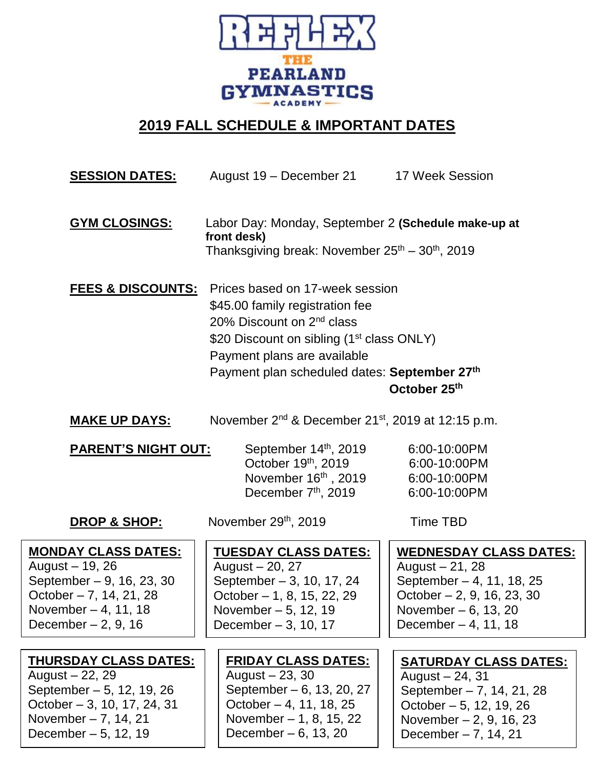# REFLEX

THE PEARLAND GYMNASTICS ACADEMY

## 2019 FALL SCHEDULE & IMPORTANT DATES

**SESSION DATES:** August 19 – December 21 17 Week Session

**GYM CLOSINGS:** Labor Day: Monday, September 2 **(Schedule make-up at front desk)**
Thanksgiving break: November 25th – 30th, 2019

**FEES & DISCOUNTS:** Prices based on 17-week session
$45.00 family registration fee
20% Discount on 2nd class
$20 Discount on sibling (1st class ONLY)
Payment plans are available
Payment plan scheduled dates: **September 27th**
**October 25th**

**MAKE UP DAYS:** November 2nd & December 21st, 2019 at 12:15 p.m.

**PARENT'S NIGHT OUT:**

| | |
|---|---|
| September 14th, 2019 | 6:00-10:00PM |
| October 19th, 2019 | 6:00-10:00PM |
| November 16th, 2019 | 6:00-10:00PM |
| December 7th, 2019 | 6:00-10:00PM |

**DROP & SHOP:** November 29th, 2019 Time TBD

**MONDAY CLASS DATES:**
August – 19, 26
September – 9, 16, 23, 30
October – 7, 14, 21, 28
November – 4, 11, 18
December – 2, 9, 16

**TUESDAY CLASS DATES:**
August – 20, 27
September – 3, 10, 17, 24
October – 1, 8, 15, 22, 29
November – 5, 12, 19
December – 3, 10, 17

**WEDNESDAY CLASS DATES:**
August – 21, 28
September – 4, 11, 18, 25
October – 2, 9, 16, 23, 30
November – 6, 13, 20
December – 4, 11, 18

**THURSDAY CLASS DATES:**
August – 22, 29
September – 5, 12, 19, 26
October – 3, 10, 17, 24, 31
November – 7, 14, 21
December – 5, 12, 19

**FRIDAY CLASS DATES:**
August – 23, 30
September – 6, 13, 20, 27
October – 4, 11, 18, 25
November – 1, 8, 15, 22
December – 6, 13, 20

**SATURDAY CLASS DATES:**
August – 24, 31
September – 7, 14, 21, 28
October – 5, 12, 19, 26
November – 2, 9, 16, 23
December – 7, 14, 21